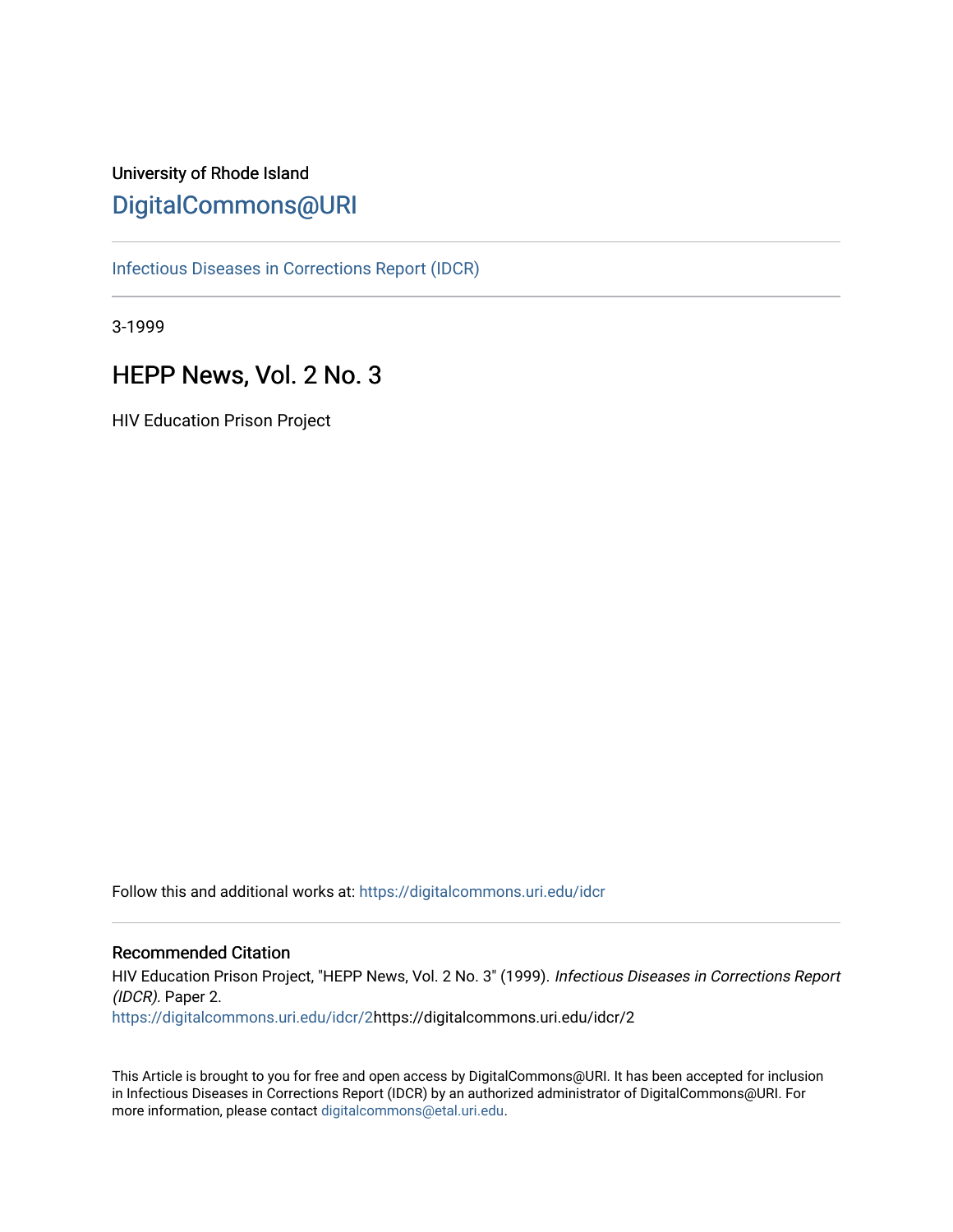University of Rhode Island

[DigitalCommons@URI](https://digitalcommons.uri.edu/)

[Infectious Diseases in Corrections Report (IDCR)](https://digitalcommons.uri.edu/idcr)

3-1999

# HEPP News, Vol. 2 No. 3

HIV Education Prison Project

Follow this and additional works at: https://digitalcommons.uri.edu/idcr

## Recommended Citation

HIV Education Prison Project, "HEPP News, Vol. 2 No. 3" (1999). *Infectious Diseases in Corrections Report (IDCR).* Paper 2.
https://digitalcommons.uri.edu/idcr/2https://digitalcommons.uri.edu/idcr/2

This Article is brought to you for free and open access by DigitalCommons@URI. It has been accepted for inclusion in Infectious Diseases in Corrections Report (IDCR) by an authorized administrator of DigitalCommons@URI. For more information, please contact digitalcommons@etal.uri.edu.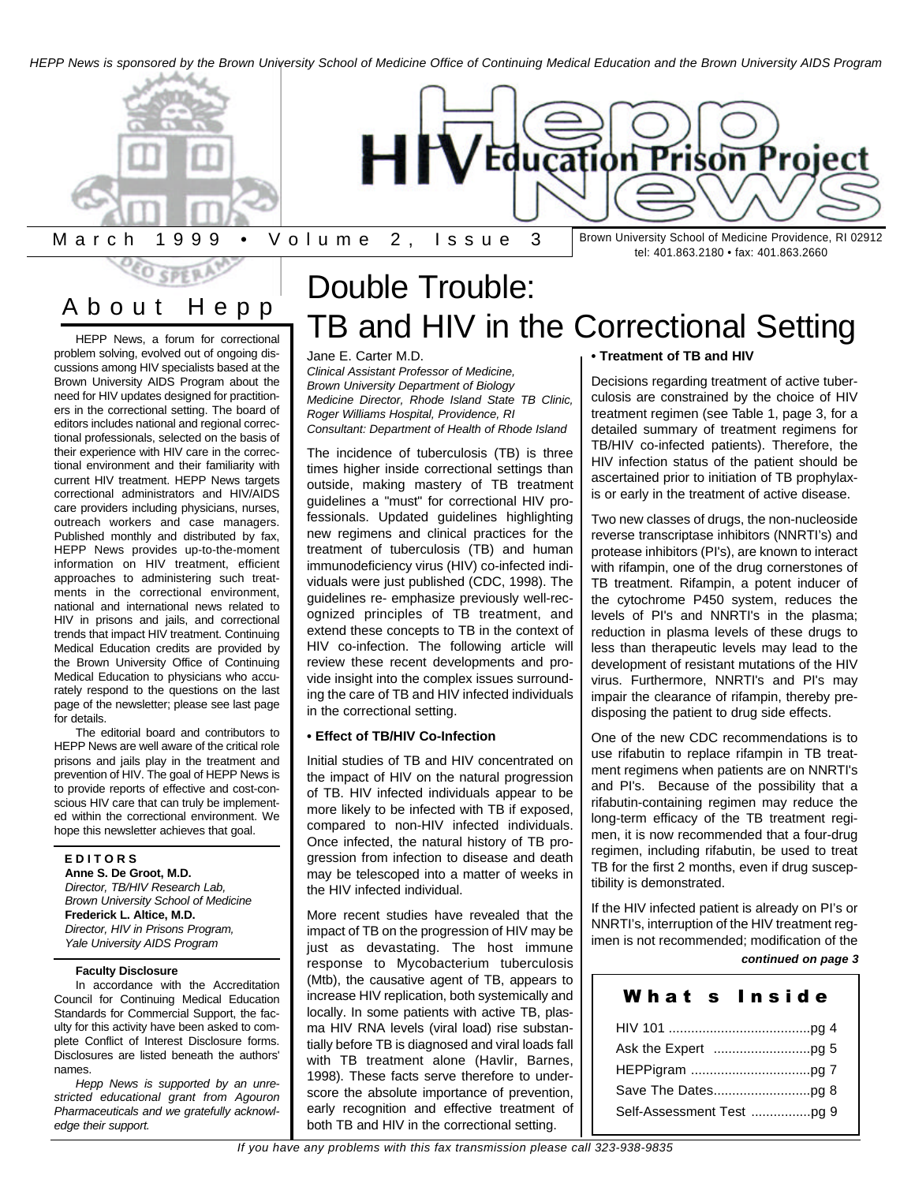HEPP News is sponsored by the Brown University School of Medicine Office of Continuing Medical Education and the Brown University AIDS Program

# HIV Education Prison Project News

March 1999 • Volume 2, Issue 3

Brown University School of Medicine Providence, RI 02912
tel: 401.863.2180 • fax: 401.863.2660

## About Hepp

HEPP News, a forum for correctional problem solving, evolved out of ongoing discussions among HIV specialists based at the Brown University AIDS Program about the need for HIV updates designed for practitioners in the correctional setting. The board of editors includes national and regional correctional professionals, selected on the basis of their experience with HIV care in the correctional environment and their familiarity with current HIV treatment. HEPP News targets correctional administrators and HIV/AIDS care providers including physicians, nurses, outreach workers and case managers. Published monthly and distributed by fax, HEPP News provides up-to-the-moment information on HIV treatment, efficient approaches to administering such treatments in the correctional environment, national and international news related to HIV in prisons and jails, and correctional trends that impact HIV treatment. Continuing Medical Education credits are provided by the Brown University Office of Continuing Medical Education to physicians who accurately respond to the questions on the last page of the newsletter; please see last page for details.

The editorial board and contributors to HEPP News are well aware of the critical role prisons and jails play in the treatment and prevention of HIV. The goal of HEPP News is to provide reports of effective and cost-conscious HIV care that can truly be implemented within the correctional environment. We hope this newsletter achieves that goal.

**EDITORS**

**Anne S. De Groot, M.D.**
*Director, TB/HIV Research Lab, Brown University School of Medicine*

**Frederick L. Altice, M.D.**
*Director, HIV in Prisons Program, Yale University AIDS Program*

**Faculty Disclosure**

In accordance with the Accreditation Council for Continuing Medical Education Standards for Commercial Support, the faculty for this activity have been asked to complete Conflict of Interest Disclosure forms. Disclosures are listed beneath the authors' names.

*Hepp News is supported by an unrestricted educational grant from Agouron Pharmaceuticals and we gratefully acknowledge their support.*

# Double Trouble: TB and HIV in the Correctional Setting

Jane E. Carter M.D.
*Clinical Assistant Professor of Medicine, Brown University Department of Biology*
*Medicine Director, Rhode Island State TB Clinic, Roger Williams Hospital, Providence, RI*
*Consultant: Department of Health of Rhode Island*

The incidence of tuberculosis (TB) is three times higher inside correctional settings than outside, making mastery of TB treatment guidelines a "must" for correctional HIV professionals. Updated guidelines highlighting new regimens and clinical practices for the treatment of tuberculosis (TB) and human immunodeficiency virus (HIV) co-infected individuals were just published (CDC, 1998). The guidelines re- emphasize previously well-recognized principles of TB treatment, and extend these concepts to TB in the context of HIV co-infection. The following article will review these recent developments and provide insight into the complex issues surrounding the care of TB and HIV infected individuals in the correctional setting.

### • Effect of TB/HIV Co-Infection

Initial studies of TB and HIV concentrated on the impact of HIV on the natural progression of TB. HIV infected individuals appear to be more likely to be infected with TB if exposed, compared to non-HIV infected individuals. Once infected, the natural history of TB progression from infection to disease and death may be telescoped into a matter of weeks in the HIV infected individual.

More recent studies have revealed that the impact of TB on the progression of HIV may be just as devastating. The host immune response to Mycobacterium tuberculosis (Mtb), the causative agent of TB, appears to increase HIV replication, both systemically and locally. In some patients with active TB, plasma HIV RNA levels (viral load) rise substantially before TB is diagnosed and viral loads fall with TB treatment alone (Havlir, Barnes, 1998). These facts serve therefore to underscore the absolute importance of prevention, early recognition and effective treatment of both TB and HIV in the correctional setting.

### • Treatment of TB and HIV

Decisions regarding treatment of active tuberculosis are constrained by the choice of HIV treatment regimen (see Table 1, page 3, for a detailed summary of treatment regimens for TB/HIV co-infected patients). Therefore, the HIV infection status of the patient should be ascertained prior to initiation of TB prophylaxis or early in the treatment of active disease.

Two new classes of drugs, the non-nucleoside reverse transcriptase inhibitors (NNRTI's) and protease inhibitors (PI's), are known to interact with rifampin, one of the drug cornerstones of TB treatment. Rifampin, a potent inducer of the cytochrome P450 system, reduces the levels of PI's and NNRTI's in the plasma; reduction in plasma levels of these drugs to less than therapeutic levels may lead to the development of resistant mutations of the HIV virus. Furthermore, NNRTI's and PI's may impair the clearance of rifampin, thereby predisposing the patient to drug side effects.

One of the new CDC recommendations is to use rifabutin to replace rifampin in TB treatment regimens when patients are on NNRTI's and PI's. Because of the possibility that a rifabutin-containing regimen may reduce the long-term efficacy of the TB treatment regimen, it is now recommended that a four-drug regimen, including rifabutin, be used to treat TB for the first 2 months, even if drug susceptibility is demonstrated.

If the HIV infected patient is already on PI's or NNRTI's, interruption of the HIV treatment regimen is not recommended; modification of the

*continued on page 3*

## What's Inside

- HIV 101 ......................................pg 4
- Ask the Expert ..........................pg 5
- HEPPigram ................................pg 7
- Save The Dates..........................pg 8
- Self-Assessment Test ................pg 9

*If you have any problems with this fax transmission please call 323-938-9835*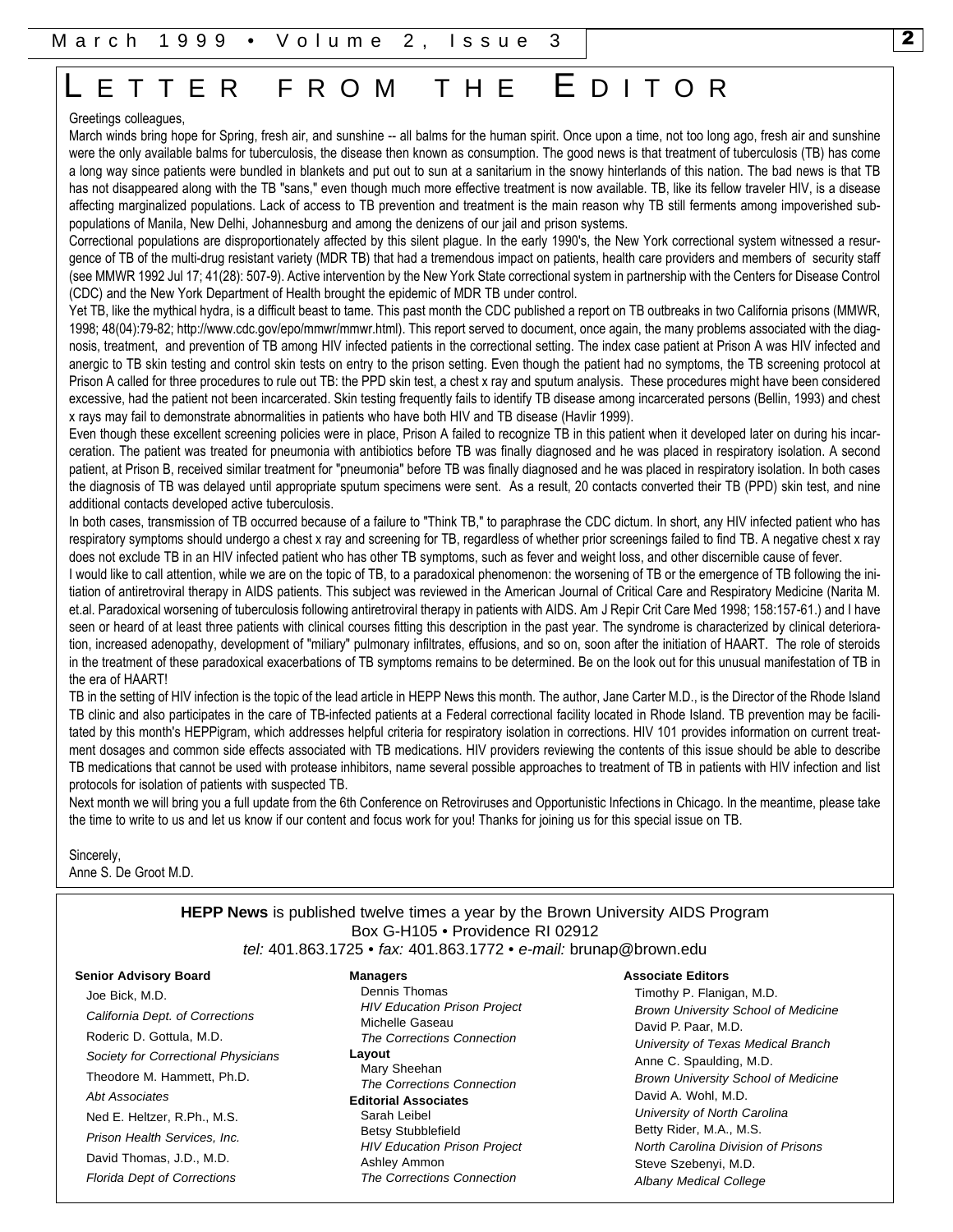# Letter from the Editor

Greetings colleagues,

March winds bring hope for Spring, fresh air, and sunshine -- all balms for the human spirit. Once upon a time, not too long ago, fresh air and sunshine were the only available balms for tuberculosis, the disease then known as consumption. The good news is that treatment of tuberculosis (TB) has come a long way since patients were bundled in blankets and put out to sun at a sanitarium in the snowy hinterlands of this nation. The bad news is that TB has not disappeared along with the TB "sans," even though much more effective treatment is now available. TB, like its fellow traveler HIV, is a disease affecting marginalized populations. Lack of access to TB prevention and treatment is the main reason why TB still ferments among impoverished subpopulations of Manila, New Delhi, Johannesburg and among the denizens of our jail and prison systems.

Correctional populations are disproportionately affected by this silent plague. In the early 1990's, the New York correctional system witnessed a resurgence of TB of the multi-drug resistant variety (MDR TB) that had a tremendous impact on patients, health care providers and members of security staff (see MMWR 1992 Jul 17; 41(28): 507-9). Active intervention by the New York State correctional system in partnership with the Centers for Disease Control (CDC) and the New York Department of Health brought the epidemic of MDR TB under control.

Yet TB, like the mythical hydra, is a difficult beast to tame. This past month the CDC published a report on TB outbreaks in two California prisons (MMWR, 1998; 48(04):79-82; http://www.cdc.gov/epo/mmwr/mmwr.html). This report served to document, once again, the many problems associated with the diagnosis, treatment, and prevention of TB among HIV infected patients in the correctional setting. The index case patient at Prison A was HIV infected and anergic to TB skin testing and control skin tests on entry to the prison setting. Even though the patient had no symptoms, the TB screening protocol at Prison A called for three procedures to rule out TB: the PPD skin test, a chest x ray and sputum analysis. These procedures might have been considered excessive, had the patient not been incarcerated. Skin testing frequently fails to identify TB disease among incarcerated persons (Bellin, 1993) and chest x rays may fail to demonstrate abnormalities in patients who have both HIV and TB disease (Havlir 1999).

Even though these excellent screening policies were in place, Prison A failed to recognize TB in this patient when it developed later on during his incarceration. The patient was treated for pneumonia with antibiotics before TB was finally diagnosed and he was placed in respiratory isolation. A second patient, at Prison B, received similar treatment for "pneumonia" before TB was finally diagnosed and he was placed in respiratory isolation. In both cases the diagnosis of TB was delayed until appropriate sputum specimens were sent. As a result, 20 contacts converted their TB (PPD) skin test, and nine additional contacts developed active tuberculosis.

In both cases, transmission of TB occurred because of a failure to "Think TB," to paraphrase the CDC dictum. In short, any HIV infected patient who has respiratory symptoms should undergo a chest x ray and screening for TB, regardless of whether prior screenings failed to find TB. A negative chest x ray does not exclude TB in an HIV infected patient who has other TB symptoms, such as fever and weight loss, and other discernible cause of fever.

I would like to call attention, while we are on the topic of TB, to a paradoxical phenomenon: the worsening of TB or the emergence of TB following the initiation of antiretroviral therapy in AIDS patients. This subject was reviewed in the American Journal of Critical Care and Respiratory Medicine (Narita M. et.al. Paradoxical worsening of tuberculosis following antiretroviral therapy in patients with AIDS. Am J Repir Crit Care Med 1998; 158:157-61.) and I have seen or heard of at least three patients with clinical courses fitting this description in the past year. The syndrome is characterized by clinical deterioration, increased adenopathy, development of "miliary" pulmonary infiltrates, effusions, and so on, soon after the initiation of HAART. The role of steroids in the treatment of these paradoxical exacerbations of TB symptoms remains to be determined. Be on the look out for this unusual manifestation of TB in the era of HAART!

TB in the setting of HIV infection is the topic of the lead article in HEPP News this month. The author, Jane Carter M.D., is the Director of the Rhode Island TB clinic and also participates in the care of TB-infected patients at a Federal correctional facility located in Rhode Island. TB prevention may be facilitated by this month's HEPPigram, which addresses helpful criteria for respiratory isolation in corrections. HIV 101 provides information on current treatment dosages and common side effects associated with TB medications. HIV providers reviewing the contents of this issue should be able to describe TB medications that cannot be used with protease inhibitors, name several possible approaches to treatment of TB in patients with HIV infection and list protocols for isolation of patients with suspected TB.

Next month we will bring you a full update from the 6th Conference on Retroviruses and Opportunistic Infections in Chicago. In the meantime, please take the time to write to us and let us know if our content and focus work for you! Thanks for joining us for this special issue on TB.

Sincerely,
Anne S. De Groot M.D.

---

**HEPP News** is published twelve times a year by the Brown University AIDS Program
Box G-H105 • Providence RI 02912
*tel:* 401.863.1725 • *fax:* 401.863.1772 • *e-mail:* brunap@brown.edu

**Senior Advisory Board**

Joe Bick, M.D.
*California Dept. of Corrections*
Roderic D. Gottula, M.D.
*Society for Correctional Physicians*
Theodore M. Hammett, Ph.D.
*Abt Associates*
Ned E. Heltzer, R.Ph., M.S.
*Prison Health Services, Inc.*
David Thomas, J.D., M.D.
*Florida Dept of Corrections*

**Managers**

Dennis Thomas
*HIV Education Prison Project*
Michelle Gaseau
*The Corrections Connection*

**Layout**

Mary Sheehan
*The Corrections Connection*

**Editorial Associates**

Sarah Leibel
Betsy Stubblefield
*HIV Education Prison Project*
Ashley Ammon
*The Corrections Connection*

**Associate Editors**

Timothy P. Flanigan, M.D.
*Brown University School of Medicine*
David P. Paar, M.D.
*University of Texas Medical Branch*
Anne C. Spaulding, M.D.
*Brown University School of Medicine*
David A. Wohl, M.D.
*University of North Carolina*
Betty Rider, M.A., M.S.
*North Carolina Division of Prisons*
Steve Szebenyi, M.D.
*Albany Medical College*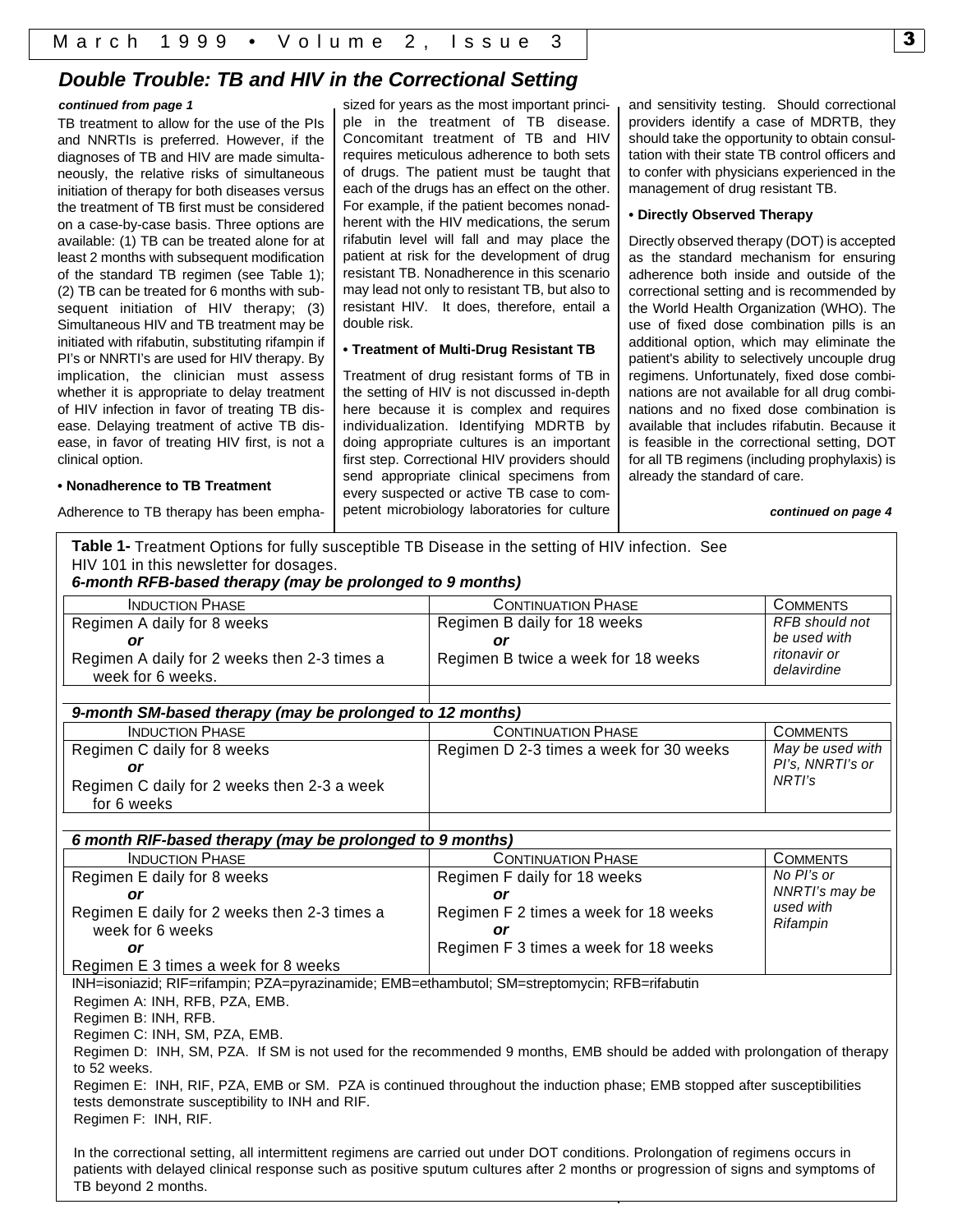## Double Trouble: TB and HIV in the Correctional Setting

*continued from page 1*

TB treatment to allow for the use of the PIs and NNRTIs is preferred. However, if the diagnoses of TB and HIV are made simultaneously, the relative risks of simultaneous initiation of therapy for both diseases versus the treatment of TB first must be considered on a case-by-case basis. Three options are available: (1) TB can be treated alone for at least 2 months with subsequent modification of the standard TB regimen (see Table 1); (2) TB can be treated for 6 months with subsequent initiation of HIV therapy; (3) Simultaneous HIV and TB treatment may be initiated with rifabutin, substituting rifampin if PI's or NNRTI's are used for HIV therapy. By implication, the clinician must assess whether it is appropriate to delay treatment of HIV infection in favor of treating TB disease. Delaying treatment of active TB disease, in favor of treating HIV first, is not a clinical option.

**• Nonadherence to TB Treatment**

Adherence to TB therapy has been emphasized for years as the most important principle in the treatment of TB disease. Concomitant treatment of TB and HIV requires meticulous adherence to both sets of drugs. The patient must be taught that each of the drugs has an effect on the other. For example, if the patient becomes nonadherent with the HIV medications, the serum rifabutin level will fall and may place the patient at risk for the development of drug resistant TB. Nonadherence in this scenario may lead not only to resistant TB, but also to resistant HIV. It does, therefore, entail a double risk.

**• Treatment of Multi-Drug Resistant TB**

Treatment of drug resistant forms of TB in the setting of HIV is not discussed in-depth here because it is complex and requires individualization. Identifying MDRTB by doing appropriate cultures is an important first step. Correctional HIV providers should send appropriate clinical specimens from every suspected or active TB case to competent microbiology laboratories for culture and sensitivity testing. Should correctional providers identify a case of MDRTB, they should take the opportunity to obtain consultation with their state TB control officers and to confer with physicians experienced in the management of drug resistant TB.

**• Directly Observed Therapy**

Directly observed therapy (DOT) is accepted as the standard mechanism for ensuring adherence both inside and outside of the correctional setting and is recommended by the World Health Organization (WHO). The use of fixed dose combination pills is an additional option, which may eliminate the patient's ability to selectively uncouple drug regimens. Unfortunately, fixed dose combinations are not available for all drug combinations and no fixed dose combination is available that includes rifabutin. Because it is feasible in the correctional setting, DOT for all TB regimens (including prophylaxis) is already the standard of care.

*continued on page 4*

**Table 1-** Treatment Options for fully susceptible TB Disease in the setting of HIV infection. See HIV 101 in this newsletter for dosages.

***6-month RFB-based therapy (may be prolonged to 9 months)***

| Induction Phase | Continuation Phase | Comments |
|---|---|---|
| Regimen A daily for 8 weeks<br>*or*<br>Regimen A daily for 2 weeks then 2-3 times a week for 6 weeks. | Regimen B daily for 18 weeks<br>*or*<br>Regimen B twice a week for 18 weeks | *RFB should not be used with ritonavir or delavirdine* |

***9-month SM-based therapy (may be prolonged to 12 months)***

| Induction Phase | Continuation Phase | Comments |
|---|---|---|
| Regimen C daily for 8 weeks<br>*or*<br>Regimen C daily for 2 weeks then 2-3 a week for 6 weeks | Regimen D 2-3 times a week for 30 weeks | *May be used with PI's, NNRTI's or NRTI's* |

***6 month RIF-based therapy (may be prolonged to 9 months)***

| Induction Phase | Continuation Phase | Comments |
|---|---|---|
| Regimen E daily for 8 weeks<br>*or*<br>Regimen E daily for 2 weeks then 2-3 times a week for 6 weeks<br>*or*<br>Regimen E 3 times a week for 8 weeks | Regimen F daily for 18 weeks<br>*or*<br>Regimen F 2 times a week for 18 weeks<br>*or*<br>Regimen F 3 times a week for 18 weeks | *No PI's or NNRTI's may be used with Rifampin* |

INH=isoniazid; RIF=rifampin; PZA=pyrazinamide; EMB=ethambutol; SM=streptomycin; RFB=rifabutin

Regimen A: INH, RFB, PZA, EMB.
Regimen B: INH, RFB.
Regimen C: INH, SM, PZA, EMB.
Regimen D: INH, SM, PZA. If SM is not used for the recommended 9 months, EMB should be added with prolongation of therapy to 52 weeks.
Regimen E: INH, RIF, PZA, EMB or SM. PZA is continued throughout the induction phase; EMB stopped after susceptibilities tests demonstrate susceptibility to INH and RIF.
Regimen F: INH, RIF.

In the correctional setting, all intermittent regimens are carried out under DOT conditions. Prolongation of regimens occurs in patients with delayed clinical response such as positive sputum cultures after 2 months or progression of signs and symptoms of TB beyond 2 months.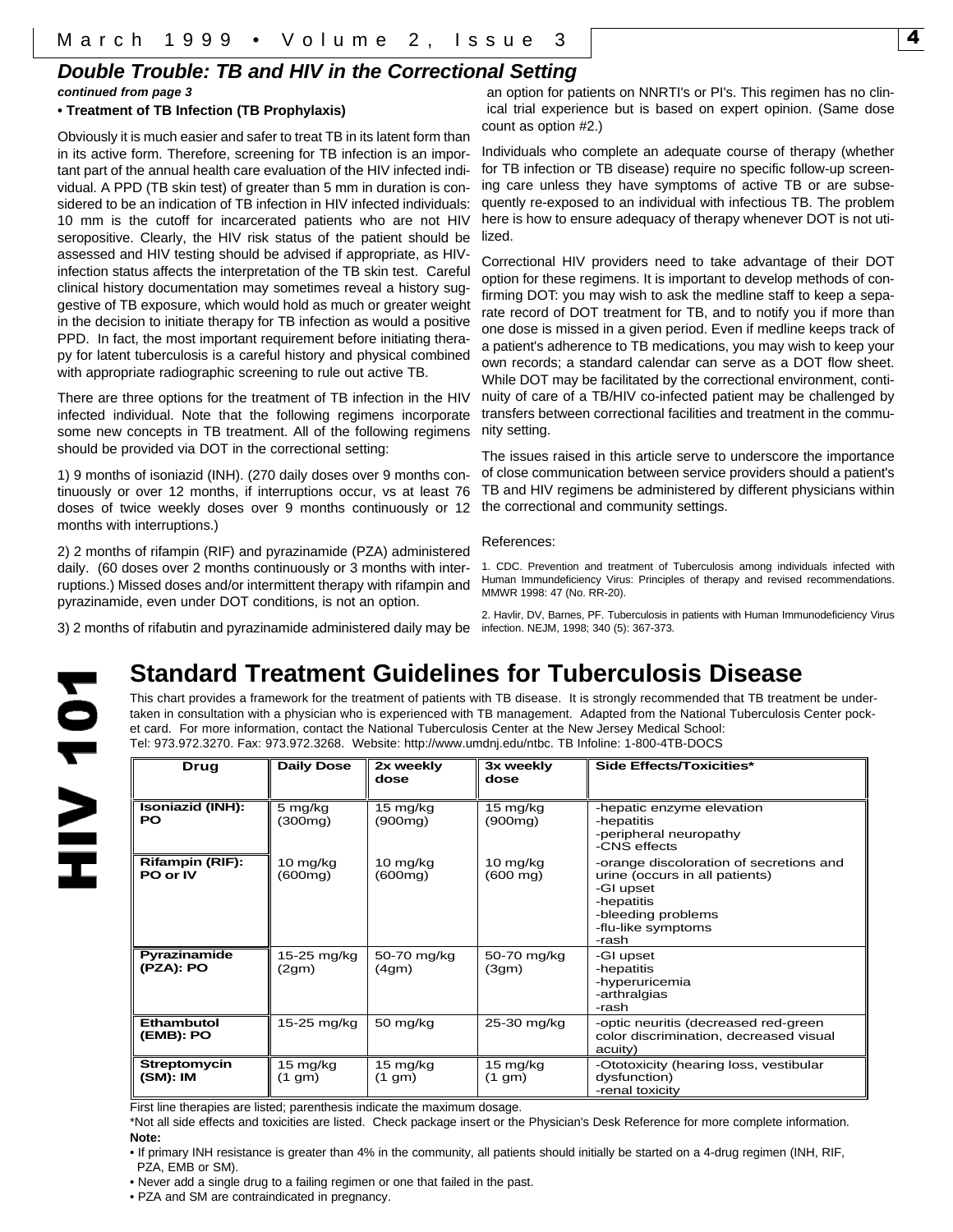## *Double Trouble: TB and HIV in the Correctional Setting*

***continued from page 3***

**• Treatment of TB Infection (TB Prophylaxis)**

Obviously it is much easier and safer to treat TB in its latent form than in its active form. Therefore, screening for TB infection is an important part of the annual health care evaluation of the HIV infected individual. A PPD (TB skin test) of greater than 5 mm in duration is considered to be an indication of TB infection in HIV infected individuals: 10 mm is the cutoff for incarcerated patients who are not HIV seropositive. Clearly, the HIV risk status of the patient should be assessed and HIV testing should be advised if appropriate, as HIV-infection status affects the interpretation of the TB skin test. Careful clinical history documentation may sometimes reveal a history suggestive of TB exposure, which would hold as much or greater weight in the decision to initiate therapy for TB infection as would a positive PPD. In fact, the most important requirement before initiating therapy for latent tuberculosis is a careful history and physical combined with appropriate radiographic screening to rule out active TB.

There are three options for the treatment of TB infection in the HIV infected individual. Note that the following regimens incorporate some new concepts in TB treatment. All of the following regimens should be provided via DOT in the correctional setting:

1) 9 months of isoniazid (INH). (270 daily doses over 9 months continuously or over 12 months, if interruptions occur, vs at least 76 doses of twice weekly doses over 9 months continuously or 12 months with interruptions.)

2) 2 months of rifampin (RIF) and pyrazinamide (PZA) administered daily. (60 doses over 2 months continuously or 3 months with interruptions.) Missed doses and/or intermittent therapy with rifampin and pyrazinamide, even under DOT conditions, is not an option.

3) 2 months of rifabutin and pyrazinamide administered daily may be an option for patients on NNRTI's or PI's. This regimen has no clinical trial experience but is based on expert opinion. (Same dose count as option #2.)

Individuals who complete an adequate course of therapy (whether for TB infection or TB disease) require no specific follow-up screening care unless they have symptoms of active TB or are subsequently re-exposed to an individual with infectious TB. The problem here is how to ensure adequacy of therapy whenever DOT is not utilized.

Correctional HIV providers need to take advantage of their DOT option for these regimens. It is important to develop methods of confirming DOT: you may wish to ask the medline staff to keep a separate record of DOT treatment for TB, and to notify you if more than one dose is missed in a given period. Even if medline keeps track of a patient's adherence to TB medications, you may wish to keep your own records; a standard calendar can serve as a DOT flow sheet. While DOT may be facilitated by the correctional environment, continuity of care of a TB/HIV co-infected patient may be challenged by transfers between correctional facilities and treatment in the community setting.

The issues raised in this article serve to underscore the importance of close communication between service providers should a patient's TB and HIV regimens be administered by different physicians within the correctional and community settings.

References:

1. CDC. Prevention and treatment of Tuberculosis among individuals infected with Human Immundeficiency Virus: Principles of therapy and revised recommendations. MMWR 1998: 47 (No. RR-20).

2. Havlir, DV, Barnes, PF. Tuberculosis in patients with Human Immunodeficiency Virus infection. NEJM, 1998; 340 (5): 367-373.

**HIV 101**

# Standard Treatment Guidelines for Tuberculosis Disease

This chart provides a framework for the treatment of patients with TB disease. It is strongly recommended that TB treatment be undertaken in consultation with a physician who is experienced with TB management. Adapted from the National Tuberculosis Center pocket card. For more information, contact the National Tuberculosis Center at the New Jersey Medical School:
Tel: 973.972.3270. Fax: 973.972.3268. Website: http://www.umdnj.edu/ntbc. TB Infoline: 1-800-4TB-DOCS

| Drug | Daily Dose | 2x weekly dose | 3x weekly dose | Side Effects/Toxicities* |
|---|---|---|---|---|
| **Isoniazid (INH): PO** | 5 mg/kg (300mg) | 15 mg/kg (900mg) | 15 mg/kg (900mg) | -hepatic enzyme elevation<br>-hepatitis<br>-peripheral neuropathy<br>-CNS effects |
| **Rifampin (RIF): PO or IV** | 10 mg/kg (600mg) | 10 mg/kg (600mg) | 10 mg/kg (600 mg) | -orange discoloration of secretions and urine (occurs in all patients)<br>-GI upset<br>-hepatitis<br>-bleeding problems<br>-flu-like symptoms<br>-rash |
| **Pyrazinamide (PZA): PO** | 15-25 mg/kg (2gm) | 50-70 mg/kg (4gm) | 50-70 mg/kg (3gm) | -GI upset<br>-hepatitis<br>-hyperuricemia<br>-arthralgias<br>-rash |
| **Ethambutol (EMB): PO** | 15-25 mg/kg | 50 mg/kg | 25-30 mg/kg | -optic neuritis (decreased red-green color discrimination, decreased visual acuity) |
| **Streptomycin (SM): IM** | 15 mg/kg (1 gm) | 15 mg/kg (1 gm) | 15 mg/kg (1 gm) | -Ototoxicity (hearing loss, vestibular dysfunction)<br>-renal toxicity |

First line therapies are listed; parenthesis indicate the maximum dosage.

*Not all side effects and toxicities are listed. Check package insert or the Physician's Desk Reference for more complete information.

**Note:**

- If primary INH resistance is greater than 4% in the community, all patients should initially be started on a 4-drug regimen (INH, RIF, PZA, EMB or SM).
- Never add a single drug to a failing regimen or one that failed in the past.
- PZA and SM are contraindicated in pregnancy.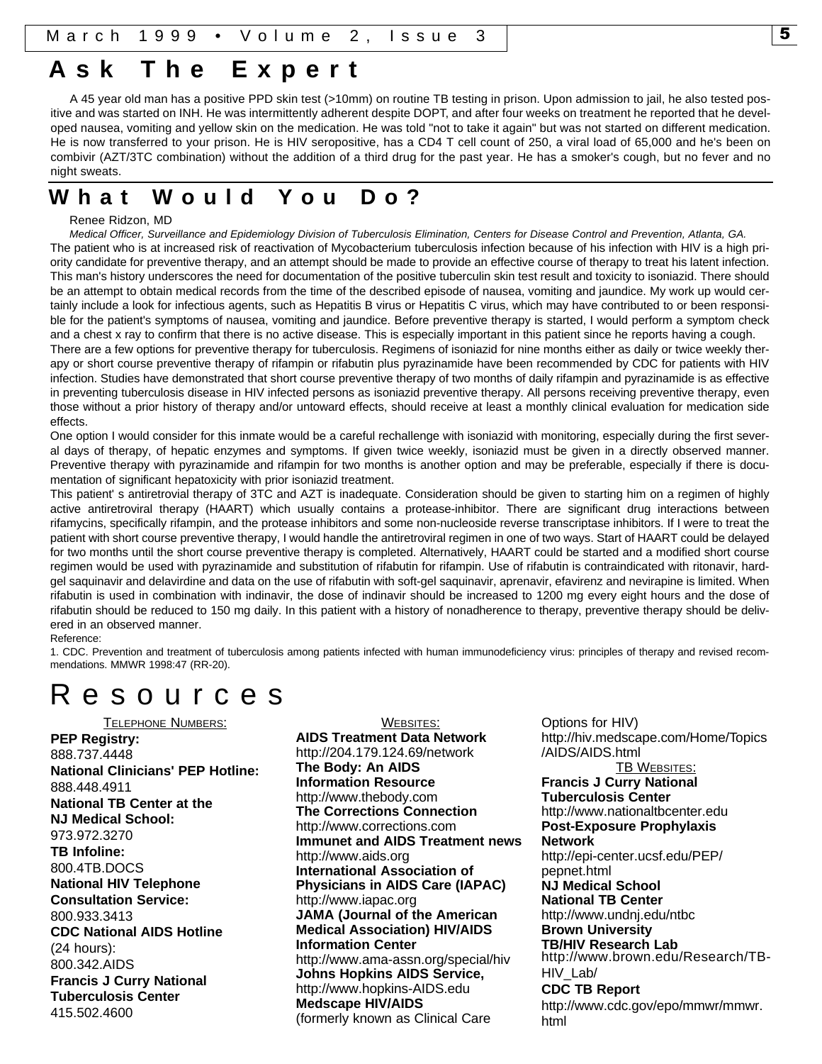# Ask The Expert

A 45 year old man has a positive PPD skin test (>10mm) on routine TB testing in prison. Upon admission to jail, he also tested positive and was started on INH. He was intermittently adherent despite DOPT, and after four weeks on treatment he reported that he developed nausea, vomiting and yellow skin on the medication. He was told "not to take it again" but was not started on different medication. He is now transferred to your prison. He is HIV seropositive, has a CD4 T cell count of 250, a viral load of 65,000 and he's been on combivir (AZT/3TC combination) without the addition of a third drug for the past year. He has a smoker's cough, but no fever and no night sweats.

## What Would You Do?

Renee Ridzon, MD

*Medical Officer, Surveillance and Epidemiology Division of Tuberculosis Elimination, Centers for Disease Control and Prevention, Atlanta, GA.*

The patient who is at increased risk of reactivation of Mycobacterium tuberculosis infection because of his infection with HIV is a high priority candidate for preventive therapy, and an attempt should be made to provide an effective course of therapy to treat his latent infection. This man's history underscores the need for documentation of the positive tuberculin skin test result and toxicity to isoniazid. There should be an attempt to obtain medical records from the time of the described episode of nausea, vomiting and jaundice. My work up would certainly include a look for infectious agents, such as Hepatitis B virus or Hepatitis C virus, which may have contributed to or been responsible for the patient's symptoms of nausea, vomiting and jaundice. Before preventive therapy is started, I would perform a symptom check and a chest x ray to confirm that there is no active disease. This is especially important in this patient since he reports having a cough.

There are a few options for preventive therapy for tuberculosis. Regimens of isoniazid for nine months either as daily or twice weekly therapy or short course preventive therapy of rifampin or rifabutin plus pyrazinamide have been recommended by CDC for patients with HIV infection. Studies have demonstrated that short course preventive therapy of two months of daily rifampin and pyrazinamide is as effective in preventing tuberculosis disease in HIV infected persons as isoniazid preventive therapy. All persons receiving preventive therapy, even those without a prior history of therapy and/or untoward effects, should receive at least a monthly clinical evaluation for medication side effects.

One option I would consider for this inmate would be a careful rechallenge with isoniazid with monitoring, especially during the first several days of therapy, of hepatic enzymes and symptoms. If given twice weekly, isoniazid must be given in a directly observed manner. Preventive therapy with pyrazinamide and rifampin for two months is another option and may be preferable, especially if there is documentation of significant hepatoxicity with prior isoniazid treatment.

This patient' s antiretrovial therapy of 3TC and AZT is inadequate. Consideration should be given to starting him on a regimen of highly active antiretroviral therapy (HAART) which usually contains a protease-inhibitor. There are significant drug interactions between rifamycins, specifically rifampin, and the protease inhibitors and some non-nucleoside reverse transcriptase inhibitors. If I were to treat the patient with short course preventive therapy, I would handle the antiretroviral regimen in one of two ways. Start of HAART could be delayed for two months until the short course preventive therapy is completed. Alternatively, HAART could be started and a modified short course regimen would be used with pyrazinamide and substitution of rifabutin for rifampin. Use of rifabutin is contraindicated with ritonavir, hard-gel saquinavir and delavirdine and data on the use of rifabutin with soft-gel saquinavir, aprenavir, efavirenz and nevirapine is limited. When rifabutin is used in combination with indinavir, the dose of indinavir should be increased to 1200 mg every eight hours and the dose of rifabutin should be reduced to 150 mg daily. In this patient with a history of nonadherence to therapy, preventive therapy should be delivered in an observed manner.

Reference:

1. CDC. Prevention and treatment of tuberculosis among patients infected with human immunodeficiency virus: principles of therapy and revised recommendations. MMWR 1998:47 (RR-20).

# Resources

TELEPHONE NUMBERS:

**PEP Registry:**
888.737.4448

**National Clinicians' PEP Hotline:**
888.448.4911

**National TB Center at the NJ Medical School:**
973.972.3270

**TB Infoline:**
800.4TB.DOCS

**National HIV Telephone Consultation Service:**
800.933.3413

**CDC National AIDS Hotline** (24 hours):
800.342.AIDS

**Francis J Curry National Tuberculosis Center**
415.502.4600

WEBSITES:

**AIDS Treatment Data Network**
http://204.179.124.69/network

**The Body: An AIDS Information Resource**
http://www.thebody.com

**The Corrections Connection**
http://www.corrections.com

**Immunet and AIDS Treatment news**
http://www.aids.org

**International Association of Physicians in AIDS Care (IAPAC)**
http://www.iapac.org

**JAMA (Journal of the American Medical Association) HIV/AIDS Information Center**
http://www.ama-assn.org/special/hiv

**Johns Hopkins AIDS Service,**
http://www.hopkins-AIDS.edu

**Medscape HIV/AIDS**
(formerly known as Clinical Care Options for HIV)
http://hiv.medscape.com/Home/Topics/AIDS/AIDS.html

TB WEBSITES:

**Francis J Curry National Tuberculosis Center**
http://www.nationaltbcenter.edu

**Post-Exposure Prophylaxis Network**
http://epi-center.ucsf.edu/PEP/pepnet.html

**NJ Medical School National TB Center**
http://www.undnj.edu/ntbc

**Brown University TB/HIV Research Lab**
http://www.brown.edu/Research/TB-HIV_Lab/

**CDC TB Report**
http://www.cdc.gov/epo/mmwr/mmwr.html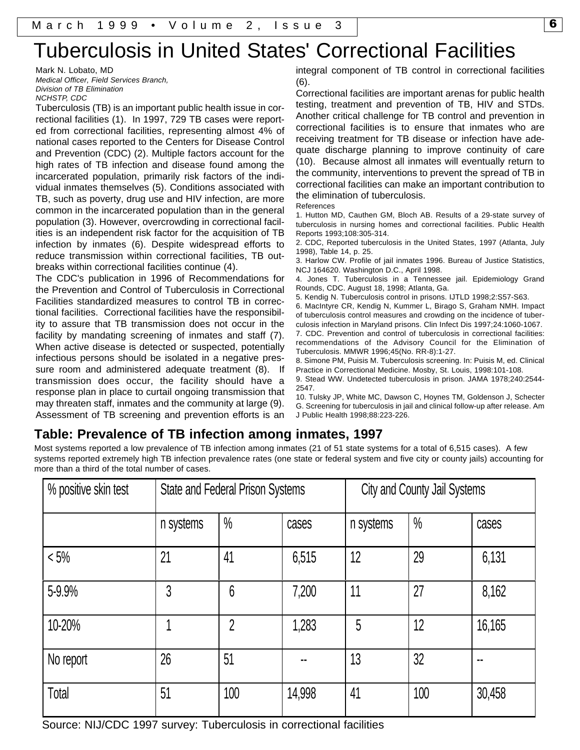# Tuberculosis in United States' Correctional Facilities

Mark N. Lobato, MD
*Medical Officer, Field Services Branch,*
*Division of TB Elimination*
*NCHSTP, CDC*

Tuberculosis (TB) is an important public health issue in correctional facilities (1). In 1997, 729 TB cases were reported from correctional facilities, representing almost 4% of national cases reported to the Centers for Disease Control and Prevention (CDC) (2). Multiple factors account for the high rates of TB infection and disease found among the incarcerated population, primarily risk factors of the individual inmates themselves (5). Conditions associated with TB, such as poverty, drug use and HIV infection, are more common in the incarcerated population than in the general population (3). However, overcrowding in correctional facilities is an independent risk factor for the acquisition of TB infection by inmates (6). Despite widespread efforts to reduce transmission within correctional facilities, TB outbreaks within correctional facilities continue (4).

The CDC's publication in 1996 of Recommendations for the Prevention and Control of Tuberculosis in Correctional Facilities standardized measures to control TB in correctional facilities. Correctional facilities have the responsibility to assure that TB transmission does not occur in the facility by mandating screening of inmates and staff (7). When active disease is detected or suspected, potentially infectious persons should be isolated in a negative pressure room and administered adequate treatment (8). If transmission does occur, the facility should have a response plan in place to curtail ongoing transmission that may threaten staff, inmates and the community at large (9). Assessment of TB screening and prevention efforts is an integral component of TB control in correctional facilities (6).

Correctional facilities are important arenas for public health testing, treatment and prevention of TB, HIV and STDs. Another critical challenge for TB control and prevention in correctional facilities is to ensure that inmates who are receiving treatment for TB disease or infection have adequate discharge planning to improve continuity of care (10). Because almost all inmates will eventually return to the community, interventions to prevent the spread of TB in correctional facilities can make an important contribution to the elimination of tuberculosis.

References

1. Hutton MD, Cauthen GM, Bloch AB. Results of a 29-state survey of tuberculosis in nursing homes and correctional facilities. Public Health Reports 1993;108:305-314.
2. CDC, Reported tuberculosis in the United States, 1997 (Atlanta, July 1998), Table 14, p. 25.
3. Harlow CW. Profile of jail inmates 1996. Bureau of Justice Statistics, NCJ 164620. Washington D.C., April 1998.
4. Jones T. Tuberculosis in a Tennessee jail. Epidemiology Grand Rounds, CDC. August 18, 1998; Atlanta, Ga.
5. Kendig N. Tuberculosis control in prisons. IJTLD 1998;2:S57-S63.
6. MacIntyre CR, Kendig N, Kummer L, Birago S, Graham NMH. Impact of tuberculosis control measures and crowding on the incidence of tuberculosis infection in Maryland prisons. Clin Infect Dis 1997;24:1060-1067.
7. CDC. Prevention and control of tuberculosis in correctional facilities: recommendations of the Advisory Council for the Elimination of Tuberculosis. MMWR 1996;45(No. RR-8):1-27.
8. Simone PM, Puisis M. Tuberculosis screening. In: Puisis M, ed. Clinical Practice in Correctional Medicine. Mosby, St. Louis, 1998:101-108.
9. Stead WW. Undetected tuberculosis in prison. JAMA 1978;240:2544-2547.
10. Tulsky JP, White MC, Dawson C, Hoynes TM, Goldenson J, Schecter G. Screening for tuberculosis in jail and clinical follow-up after release. Am J Public Health 1998;88:223-226.

## Table: Prevalence of TB infection among inmates, 1997

Most systems reported a low prevalence of TB infection among inmates (21 of 51 state systems for a total of 6,515 cases). A few systems reported extremely high TB infection prevalence rates (one state or federal system and five city or county jails) accounting for more than a third of the total number of cases.

| % positive skin test | State and Federal Prison Systems | | | City and County Jail Systems | | |
|---|---|---|---|---|---|---|
| | n systems | % | cases | n systems | % | cases |
| < 5% | 21 | 41 | 6,515 | 12 | 29 | 6,131 |
| 5-9.9% | 3 | 6 | 7,200 | 11 | 27 | 8,162 |
| 10-20% | 1 | 2 | 1,283 | 5 | 12 | 16,165 |
| No report | 26 | 51 | -- | 13 | 32 | -- |
| Total | 51 | 100 | 14,998 | 41 | 100 | 30,458 |

Source: NIJ/CDC 1997 survey: Tuberculosis in correctional facilities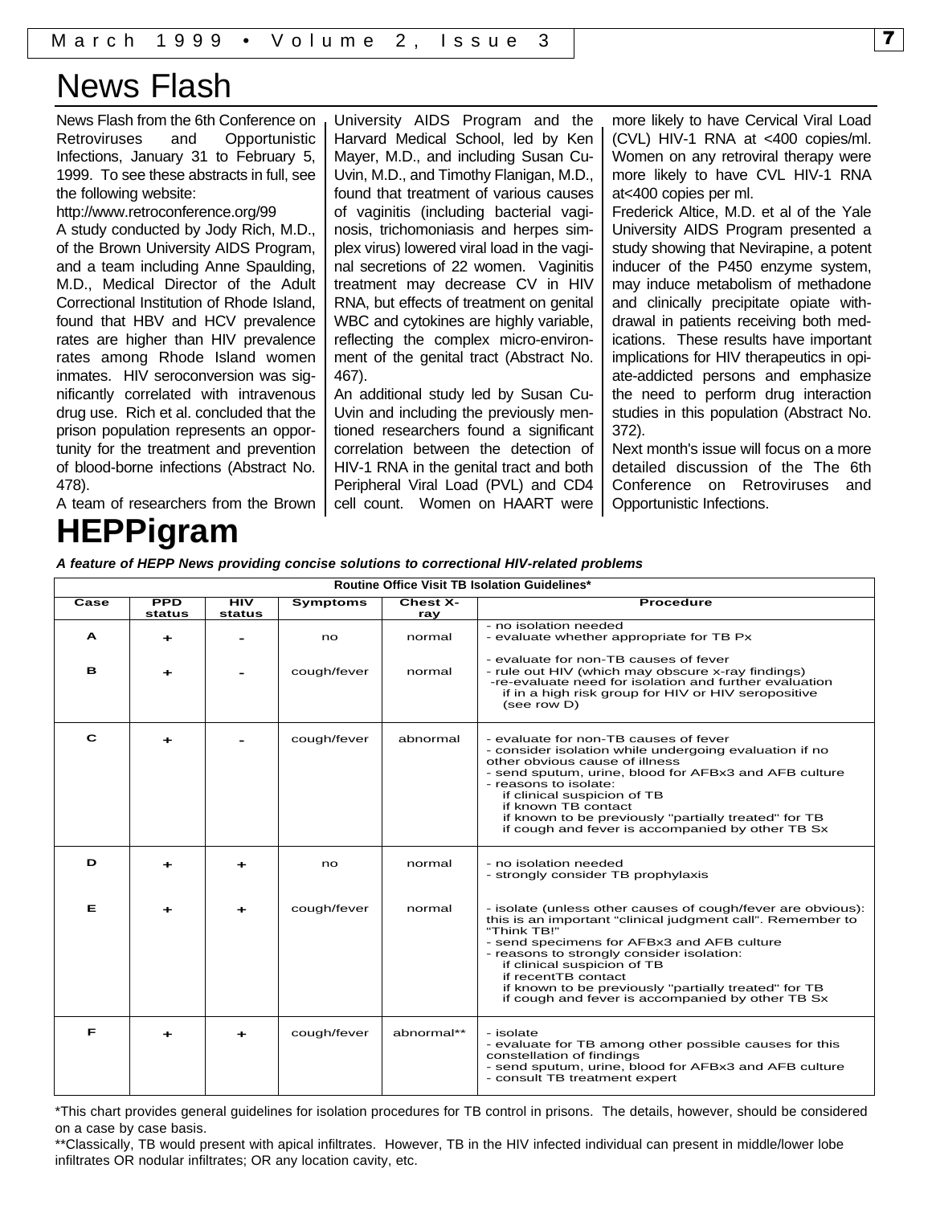# News Flash

News Flash from the 6th Conference on Retroviruses and Opportunistic Infections, January 31 to February 5, 1999. To see these abstracts in full, see the following website:

http://www.retroconference.org/99

A study conducted by Jody Rich, M.D., of the Brown University AIDS Program, and a team including Anne Spaulding, M.D., Medical Director of the Adult Correctional Institution of Rhode Island, found that HBV and HCV prevalence rates are higher than HIV prevalence rates among Rhode Island women inmates. HIV seroconversion was significantly correlated with intravenous drug use. Rich et al. concluded that the prison population represents an opportunity for the treatment and prevention of blood-borne infections (Abstract No. 478).

A team of researchers from the Brown University AIDS Program and the Harvard Medical School, led by Ken Mayer, M.D., and including Susan Cu-Uvin, M.D., and Timothy Flanigan, M.D., found that treatment of various causes of vaginitis (including bacterial vaginosis, trichomoniasis and herpes simplex virus) lowered viral load in the vaginal secretions of 22 women. Vaginitis treatment may decrease CV in HIV RNA, but effects of treatment on genital WBC and cytokines are highly variable, reflecting the complex micro-environment of the genital tract (Abstract No. 467).

An additional study led by Susan Cu-Uvin and including the previously mentioned researchers found a significant correlation between the detection of HIV-1 RNA in the genital tract and both Peripheral Viral Load (PVL) and CD4 cell count. Women on HAART were more likely to have Cervical Viral Load (CVL) HIV-1 RNA at <400 copies/ml. Women on any retroviral therapy were more likely to have CVL HIV-1 RNA at<400 copies per ml.

Frederick Altice, M.D. et al of the Yale University AIDS Program presented a study showing that Nevirapine, a potent inducer of the P450 enzyme system, may induce metabolism of methadone and clinically precipitate opiate withdrawal in patients receiving both medications. These results have important implications for HIV therapeutics in opiate-addicted persons and emphasize the need to perform drug interaction studies in this population (Abstract No. 372).

Next month's issue will focus on a more detailed discussion of the The 6th Conference on Retroviruses and Opportunistic Infections.

# HEPPigram

***A feature of HEPP News providing concise solutions to correctional HIV-related problems***

**Routine Office Visit TB Isolation Guidelines***

| Case | PPD status | HIV status | Symptoms | Chest X-ray | Procedure |
|---|---|---|---|---|---|
| A | + | - | no | normal | - no isolation needed<br>- evaluate whether appropriate for TB Px |
| B | + | - | cough/fever | normal | - evaluate for non-TB causes of fever<br>- rule out HIV (which may obscure x-ray findings)<br>-re-evaluate need for isolation and further evaluation if in a high risk group for HIV or HIV seropositive (see row D) |
| C | + | - | cough/fever | abnormal | - evaluate for non-TB causes of fever<br>- consider isolation while undergoing evaluation if no other obvious cause of illness<br>- send sputum, urine, blood for AFBx3 and AFB culture<br>- reasons to isolate:<br>if clinical suspicion of TB<br>if known TB contact<br>if known to be previously "partially treated" for TB<br>if cough and fever is accompanied by other TB Sx |
| D | + | + | no | normal | - no isolation needed<br>- strongly consider TB prophylaxis |
| E | + | + | cough/fever | normal | - isolate (unless other causes of cough/fever are obvious): this is an important "clinical judgment call". Remember to "Think TB!"<br>- send specimens for AFBx3 and AFB culture<br>- reasons to strongly consider isolation:<br>if clinical suspicion of TB<br>if recentTB contact<br>if known to be previously "partially treated" for TB<br>if cough and fever is accompanied by other TB Sx |
| F | + | + | cough/fever | abnormal** | - isolate<br>- evaluate for TB among other possible causes for this constellation of findings<br>- send sputum, urine, blood for AFBx3 and AFB culture<br>- consult TB treatment expert |

*This chart provides general guidelines for isolation procedures for TB control in prisons. The details, however, should be considered on a case by case basis.

**Classically, TB would present with apical infiltrates. However, TB in the HIV infected individual can present in middle/lower lobe infiltrates OR nodular infiltrates; OR any location cavity, etc.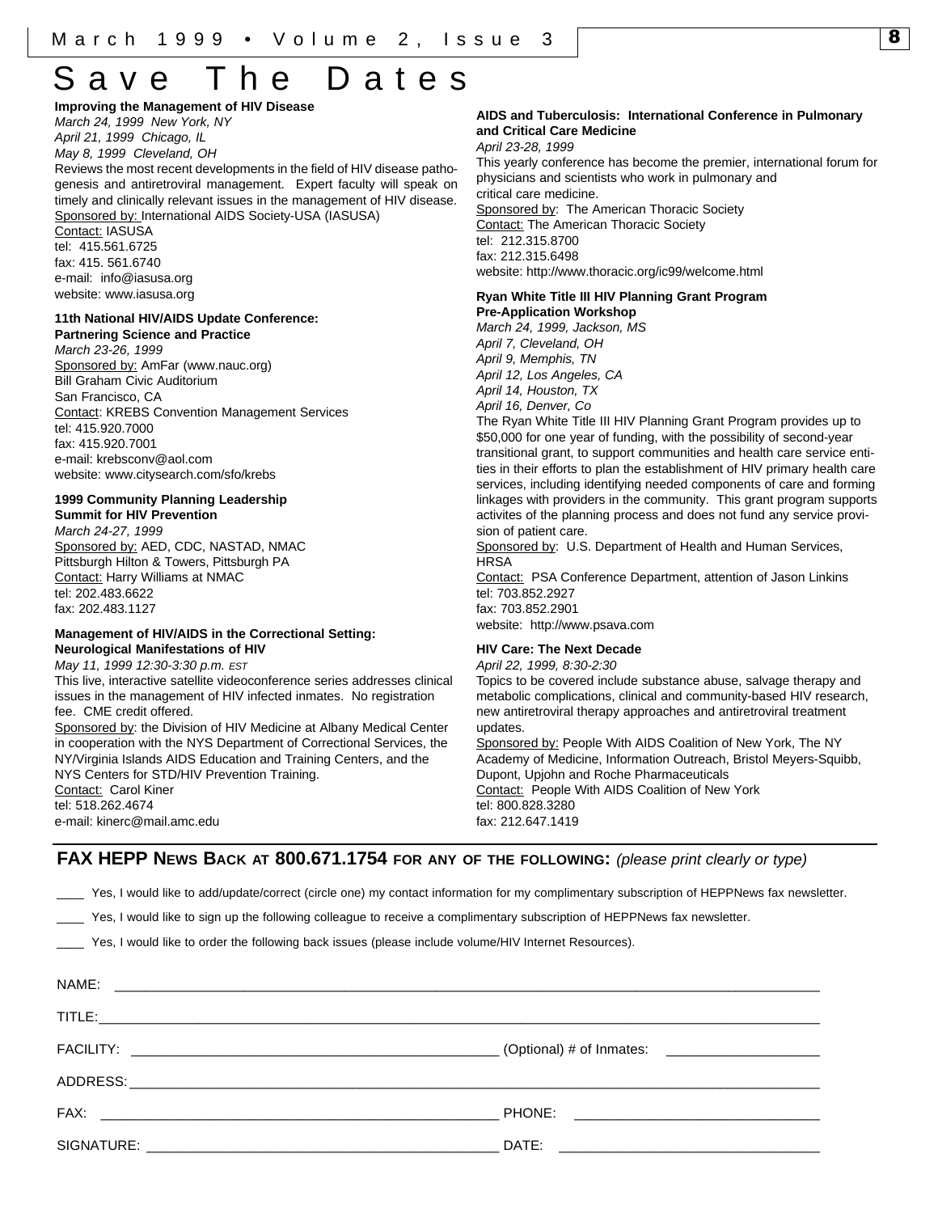# Save The Dates

**Improving the Management of HIV Disease**
*March 24, 1999 New York, NY*
*April 21, 1999 Chicago, IL*
*May 8, 1999 Cleveland, OH*
Reviews the most recent developments in the field of HIV disease pathogenesis and antiretroviral management. Expert faculty will speak on timely and clinically relevant issues in the management of HIV disease.
Sponsored by: International AIDS Society-USA (IASUSA)
Contact: IASUSA
tel: 415.561.6725
fax: 415. 561.6740
e-mail: info@iasusa.org
website: www.iasusa.org

**11th National HIV/AIDS Update Conference: Partnering Science and Practice**
*March 23-26, 1999*
Sponsored by: AmFar (www.nauc.org)
Bill Graham Civic Auditorium
San Francisco, CA
Contact: KREBS Convention Management Services
tel: 415.920.7000
fax: 415.920.7001
e-mail: krebsconv@aol.com
website: www.citysearch.com/sfo/krebs

**1999 Community Planning Leadership Summit for HIV Prevention**
*March 24-27, 1999*
Sponsored by: AED, CDC, NASTAD, NMAC
Pittsburgh Hilton & Towers, Pittsburgh PA
Contact: Harry Williams at NMAC
tel: 202.483.6622
fax: 202.483.1127

**Management of HIV/AIDS in the Correctional Setting: Neurological Manifestations of HIV**
*May 11, 1999 12:30-3:30 p.m. EST*
This live, interactive satellite videoconference series addresses clinical issues in the management of HIV infected inmates. No registration fee. CME credit offered.
Sponsored by: the Division of HIV Medicine at Albany Medical Center in cooperation with the NYS Department of Correctional Services, the NY/Virginia Islands AIDS Education and Training Centers, and the NYS Centers for STD/HIV Prevention Training.
Contact: Carol Kiner
tel: 518.262.4674
e-mail: kinerc@mail.amc.edu

**AIDS and Tuberculosis: International Conference in Pulmonary and Critical Care Medicine**
*April 23-28, 1999*
This yearly conference has become the premier, international forum for physicians and scientists who work in pulmonary and critical care medicine.
Sponsored by: The American Thoracic Society
Contact: The American Thoracic Society
tel: 212.315.8700
fax: 212.315.6498
website: http://www.thoracic.org/ic99/welcome.html

**Ryan White Title III HIV Planning Grant Program Pre-Application Workshop**
*March 24, 1999, Jackson, MS*
*April 7, Cleveland, OH*
*April 9, Memphis, TN*
*April 12, Los Angeles, CA*
*April 14, Houston, TX*
*April 16, Denver, Co*
The Ryan White Title III HIV Planning Grant Program provides up to $50,000 for one year of funding, with the possibility of second-year transitional grant, to support communities and health care service entities in their efforts to plan the establishment of HIV primary health care services, including identifying needed components of care and forming linkages with providers in the community. This grant program supports activites of the planning process and does not fund any service provision of patient care.
Sponsored by: U.S. Department of Health and Human Services, HRSA
Contact: PSA Conference Department, attention of Jason Linkins
tel: 703.852.2927
fax: 703.852.2901
website: http://www.psava.com

**HIV Care: The Next Decade**
*April 22, 1999, 8:30-2:30*
Topics to be covered include substance abuse, salvage therapy and metabolic complications, clinical and community-based HIV research, new antiretroviral therapy approaches and antiretroviral treatment updates.
Sponsored by: People With AIDS Coalition of New York, The NY Academy of Medicine, Information Outreach, Bristol Meyers-Squibb, Dupont, Upjohn and Roche Pharmaceuticals
Contact: People With AIDS Coalition of New York
tel: 800.828.3280
fax: 212.647.1419

## FAX HEPP NEWS BACK AT 800.671.1754 FOR ANY OF THE FOLLOWING: *(please print clearly or type)*

____ Yes, I would like to add/update/correct (circle one) my contact information for my complimentary subscription of HEPPNews fax newsletter.

____ Yes, I would like to sign up the following colleague to receive a complimentary subscription of HEPPNews fax newsletter.

____ Yes, I would like to order the following back issues (please include volume/HIV Internet Resources).

NAME: ______________________________________________

TITLE: ______________________________________________

FACILITY: ______________________________ (Optional) # of Inmates: ______________

ADDRESS: ______________________________________________

FAX: ______________________________ PHONE: ______________________

SIGNATURE: ______________________________ DATE: ______________________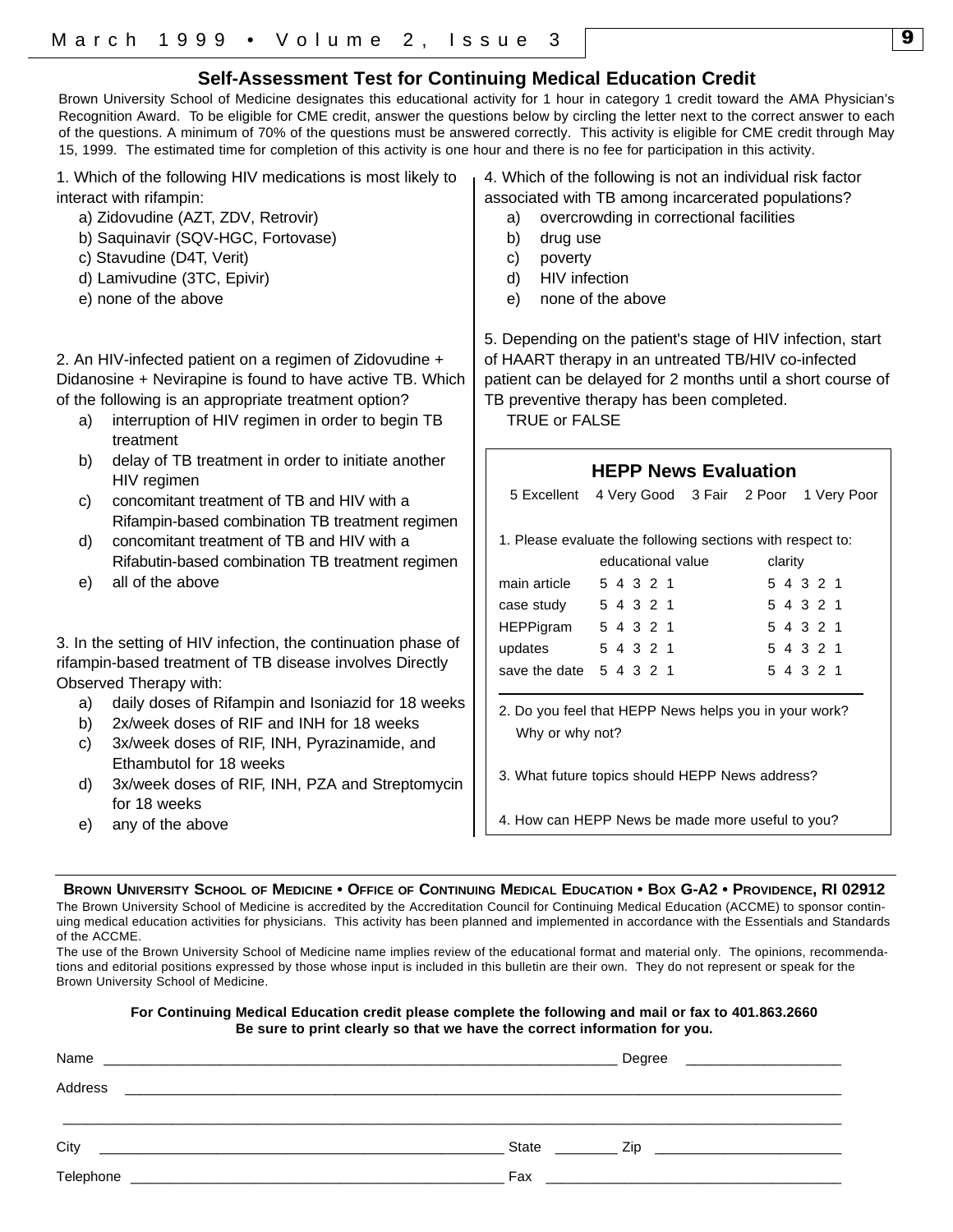## Self-Assessment Test for Continuing Medical Education Credit

Brown University School of Medicine designates this educational activity for 1 hour in category 1 credit toward the AMA Physician's Recognition Award. To be eligible for CME credit, answer the questions below by circling the letter next to the correct answer to each of the questions. A minimum of 70% of the questions must be answered correctly. This activity is eligible for CME credit through May 15, 1999. The estimated time for completion of this activity is one hour and there is no fee for participation in this activity.

1. Which of the following HIV medications is most likely to interact with rifampin:
   - a) Zidovudine (AZT, ZDV, Retrovir)
   - b) Saquinavir (SQV-HGC, Fortovase)
   - c) Stavudine (D4T, Verit)
   - d) Lamivudine (3TC, Epivir)
   - e) none of the above

2. An HIV-infected patient on a regimen of Zidovudine + Didanosine + Nevirapine is found to have active TB. Which of the following is an appropriate treatment option?
   - a) interruption of HIV regimen in order to begin TB treatment
   - b) delay of TB treatment in order to initiate another HIV regimen
   - c) concomitant treatment of TB and HIV with a Rifampin-based combination TB treatment regimen
   - d) concomitant treatment of TB and HIV with a Rifabutin-based combination TB treatment regimen
   - e) all of the above

3. In the setting of HIV infection, the continuation phase of rifampin-based treatment of TB disease involves Directly Observed Therapy with:
   - a) daily doses of Rifampin and Isoniazid for 18 weeks
   - b) 2x/week doses of RIF and INH for 18 weeks
   - c) 3x/week doses of RIF, INH, Pyrazinamide, and Ethambutol for 18 weeks
   - d) 3x/week doses of RIF, INH, PZA and Streptomycin for 18 weeks
   - e) any of the above

4. Which of the following is not an individual risk factor associated with TB among incarcerated populations?
   - a) overcrowding in correctional facilities
   - b) drug use
   - c) poverty
   - d) HIV infection
   - e) none of the above

5. Depending on the patient's stage of HIV infection, start of HAART therapy in an untreated TB/HIV co-infected patient can be delayed for 2 months until a short course of TB preventive therapy has been completed.
   TRUE or FALSE

### HEPP News Evaluation

5 Excellent   4 Very Good   3 Fair   2 Poor   1 Very Poor

1. Please evaluate the following sections with respect to:

| | educational value | clarity |
|---|---|---|
| main article | 5 4 3 2 1 | 5 4 3 2 1 |
| case study | 5 4 3 2 1 | 5 4 3 2 1 |
| HEPPigram | 5 4 3 2 1 | 5 4 3 2 1 |
| updates | 5 4 3 2 1 | 5 4 3 2 1 |
| save the date | 5 4 3 2 1 | 5 4 3 2 1 |

2. Do you feel that HEPP News helps you in your work? Why or why not?

3. What future topics should HEPP News address?

4. How can HEPP News be made more useful to you?

---

**BROWN UNIVERSITY SCHOOL OF MEDICINE • OFFICE OF CONTINUING MEDICAL EDUCATION • BOX G-A2 • PROVIDENCE, RI 02912**

The Brown University School of Medicine is accredited by the Accreditation Council for Continuing Medical Education (ACCME) to sponsor continuing medical education activities for physicians. This activity has been planned and implemented in accordance with the Essentials and Standards of the ACCME.

The use of the Brown University School of Medicine name implies review of the educational format and material only. The opinions, recommendations and editorial positions expressed by those whose input is included in this bulletin are their own. They do not represent or speak for the Brown University School of Medicine.

**For Continuing Medical Education credit please complete the following and mail or fax to 401.863.2660**
**Be sure to print clearly so that we have the correct information for you.**

Name ____________________ Degree ____________

Address ____________________

____________________

City ____________________ State ________ Zip ____________

Telephone ____________________ Fax ____________________